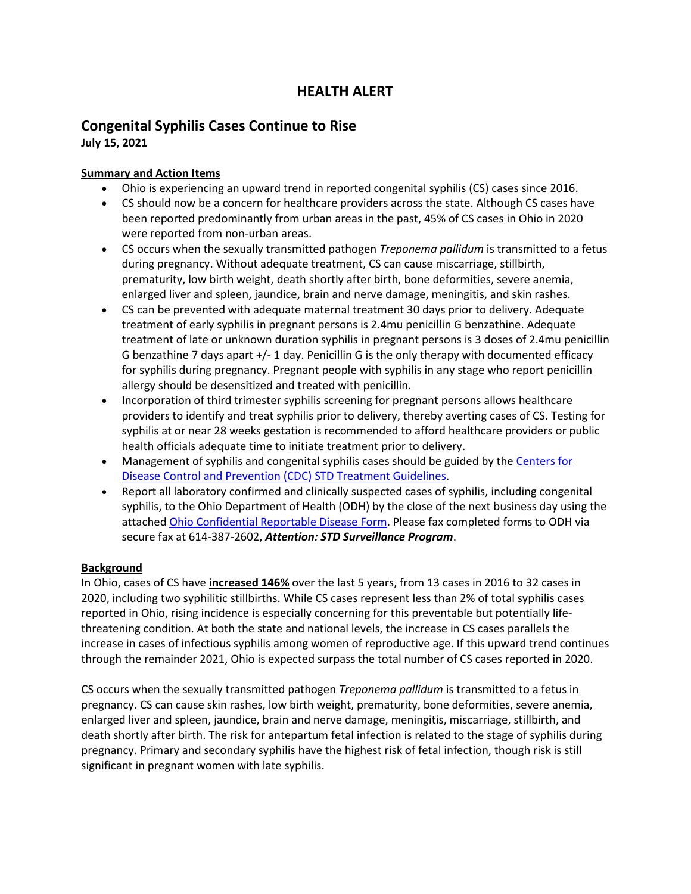# HEALTH ALERT

## Congenital Syphilis Cases Continue to Rise

**July 15, 2021**

**Summary and Action Items**

- Ohio is experiencing an upward trend in reported congenital syphilis (CS) cases since 2016.
- CS should now be a concern for healthcare providers across the state. Although CS cases have been reported predominantly from urban areas in the past, 45% of CS cases in Ohio in 2020 were reported from non-urban areas.
- CS occurs when the sexually transmitted pathogen *Treponema pallidum* is transmitted to a fetus during pregnancy. Without adequate treatment, CS can cause miscarriage, stillbirth, prematurity, low birth weight, death shortly after birth, bone deformities, severe anemia, enlarged liver and spleen, jaundice, brain and nerve damage, meningitis, and skin rashes.
- CS can be prevented with adequate maternal treatment 30 days prior to delivery. Adequate treatment of early syphilis in pregnant persons is 2.4mu penicillin G benzathine. Adequate treatment of late or unknown duration syphilis in pregnant persons is 3 doses of 2.4mu penicillin G benzathine 7 days apart +/- 1 day. Penicillin G is the only therapy with documented efficacy for syphilis during pregnancy. Pregnant people with syphilis in any stage who report penicillin allergy should be desensitized and treated with penicillin.
- Incorporation of third trimester syphilis screening for pregnant persons allows healthcare providers to identify and treat syphilis prior to delivery, thereby averting cases of CS. Testing for syphilis at or near 28 weeks gestation is recommended to afford healthcare providers or public health officials adequate time to initiate treatment prior to delivery.
- Management of syphilis and congenital syphilis cases should be guided by the Centers for Disease Control and Prevention (CDC) STD Treatment Guidelines.
- Report all laboratory confirmed and clinically suspected cases of syphilis, including congenital syphilis, to the Ohio Department of Health (ODH) by the close of the next business day using the attached Ohio Confidential Reportable Disease Form. Please fax completed forms to ODH via secure fax at 614-387-2602, ***Attention: STD Surveillance Program***.

**Background**

In Ohio, cases of CS have **increased 146%** over the last 5 years, from 13 cases in 2016 to 32 cases in 2020, including two syphilitic stillbirths. While CS cases represent less than 2% of total syphilis cases reported in Ohio, rising incidence is especially concerning for this preventable but potentially life-threatening condition. At both the state and national levels, the increase in CS cases parallels the increase in cases of infectious syphilis among women of reproductive age. If this upward trend continues through the remainder 2021, Ohio is expected surpass the total number of CS cases reported in 2020.

CS occurs when the sexually transmitted pathogen *Treponema pallidum* is transmitted to a fetus in pregnancy. CS can cause skin rashes, low birth weight, prematurity, bone deformities, severe anemia, enlarged liver and spleen, jaundice, brain and nerve damage, meningitis, miscarriage, stillbirth, and death shortly after birth. The risk for antepartum fetal infection is related to the stage of syphilis during pregnancy. Primary and secondary syphilis have the highest risk of fetal infection, though risk is still significant in pregnant women with late syphilis.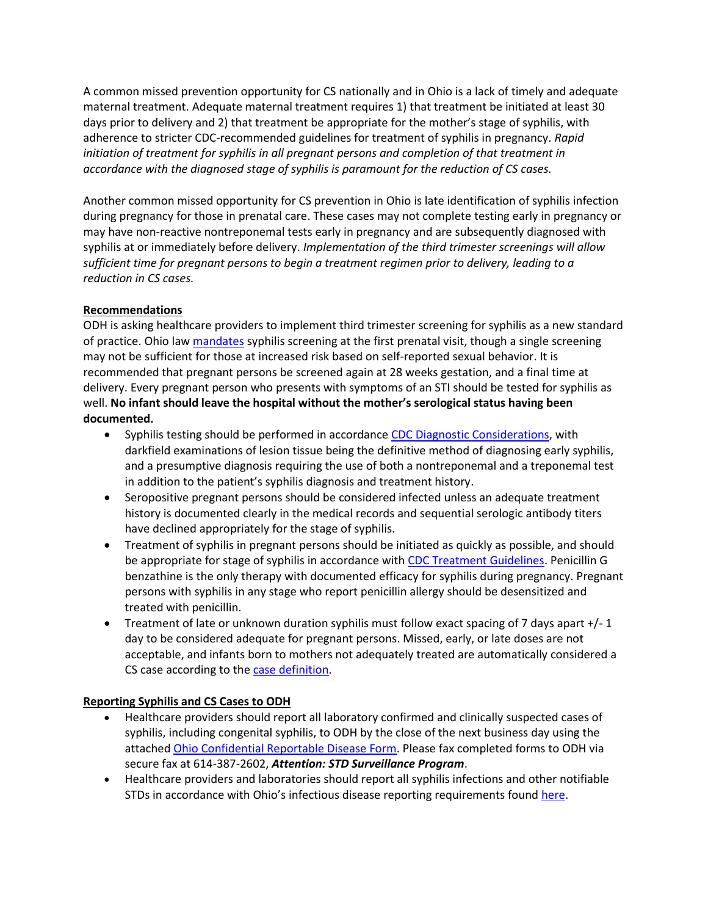A common missed prevention opportunity for CS nationally and in Ohio is a lack of timely and adequate maternal treatment. Adequate maternal treatment requires 1) that treatment be initiated at least 30 days prior to delivery and 2) that treatment be appropriate for the mother's stage of syphilis, with adherence to stricter CDC-recommended guidelines for treatment of syphilis in pregnancy. *Rapid initiation of treatment for syphilis in all pregnant persons and completion of that treatment in accordance with the diagnosed stage of syphilis is paramount for the reduction of CS cases.*

Another common missed opportunity for CS prevention in Ohio is late identification of syphilis infection during pregnancy for those in prenatal care. These cases may not complete testing early in pregnancy or may have non-reactive nontreponemal tests early in pregnancy and are subsequently diagnosed with syphilis at or immediately before delivery. *Implementation of the third trimester screenings will allow sufficient time for pregnant persons to begin a treatment regimen prior to delivery, leading to a reduction in CS cases.*

## Recommendations

ODH is asking healthcare providers to implement third trimester screening for syphilis as a new standard of practice. Ohio law mandates syphilis screening at the first prenatal visit, though a single screening may not be sufficient for those at increased risk based on self-reported sexual behavior. It is recommended that pregnant persons be screened again at 28 weeks gestation, and a final time at delivery. Every pregnant person who presents with symptoms of an STI should be tested for syphilis as well. **No infant should leave the hospital without the mother's serological status having been documented.**

- Syphilis testing should be performed in accordance CDC Diagnostic Considerations, with darkfield examinations of lesion tissue being the definitive method of diagnosing early syphilis, and a presumptive diagnosis requiring the use of both a nontreponemal and a treponemal test in addition to the patient's syphilis diagnosis and treatment history.
- Seropositive pregnant persons should be considered infected unless an adequate treatment history is documented clearly in the medical records and sequential serologic antibody titers have declined appropriately for the stage of syphilis.
- Treatment of syphilis in pregnant persons should be initiated as quickly as possible, and should be appropriate for stage of syphilis in accordance with CDC Treatment Guidelines. Penicillin G benzathine is the only therapy with documented efficacy for syphilis during pregnancy. Pregnant persons with syphilis in any stage who report penicillin allergy should be desensitized and treated with penicillin.
- Treatment of late or unknown duration syphilis must follow exact spacing of 7 days apart +/- 1 day to be considered adequate for pregnant persons. Missed, early, or late doses are not acceptable, and infants born to mothers not adequately treated are automatically considered a CS case according to the case definition.

## Reporting Syphilis and CS Cases to ODH

- Healthcare providers should report all laboratory confirmed and clinically suspected cases of syphilis, including congenital syphilis, to ODH by the close of the next business day using the attached Ohio Confidential Reportable Disease Form. Please fax completed forms to ODH via secure fax at 614-387-2602, ***Attention: STD Surveillance Program***.
- Healthcare providers and laboratories should report all syphilis infections and other notifiable STDs in accordance with Ohio's infectious disease reporting requirements found here.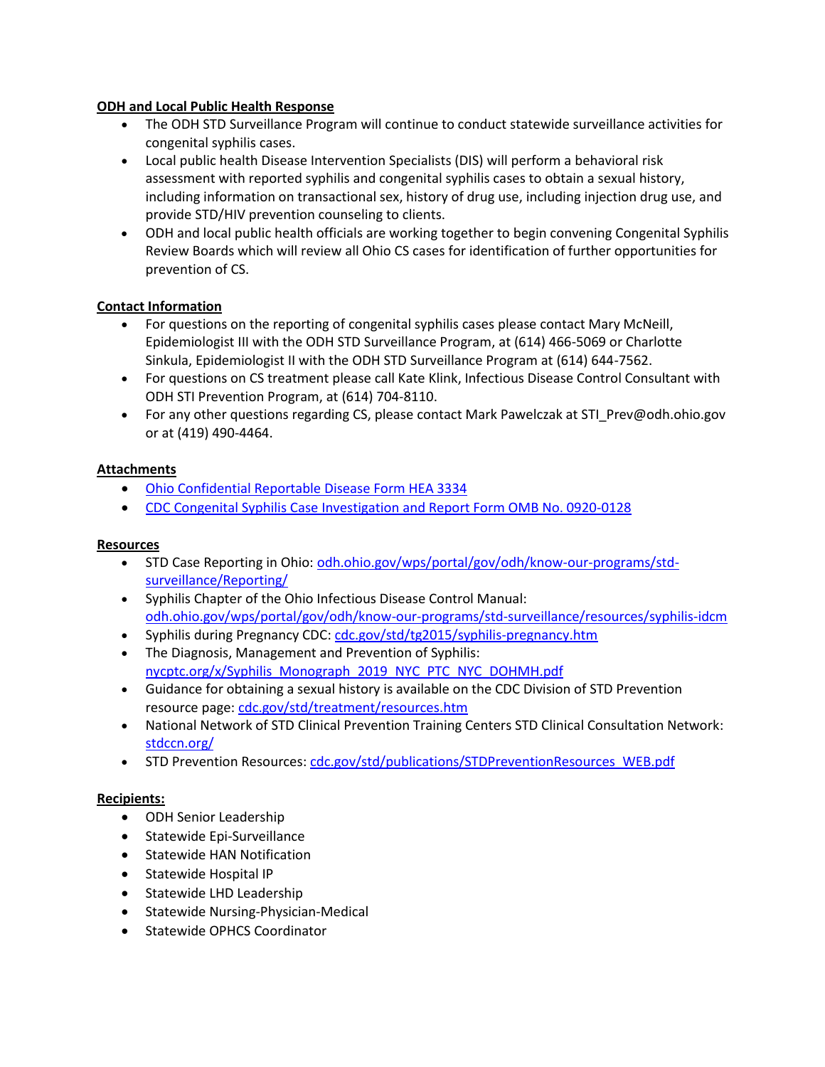**ODH and Local Public Health Response**

- The ODH STD Surveillance Program will continue to conduct statewide surveillance activities for congenital syphilis cases.
- Local public health Disease Intervention Specialists (DIS) will perform a behavioral risk assessment with reported syphilis and congenital syphilis cases to obtain a sexual history, including information on transactional sex, history of drug use, including injection drug use, and provide STD/HIV prevention counseling to clients.
- ODH and local public health officials are working together to begin convening Congenital Syphilis Review Boards which will review all Ohio CS cases for identification of further opportunities for prevention of CS.

**Contact Information**

- For questions on the reporting of congenital syphilis cases please contact Mary McNeill, Epidemiologist III with the ODH STD Surveillance Program, at (614) 466-5069 or Charlotte Sinkula, Epidemiologist II with the ODH STD Surveillance Program at (614) 644-7562.
- For questions on CS treatment please call Kate Klink, Infectious Disease Control Consultant with ODH STI Prevention Program, at (614) 704-8110.
- For any other questions regarding CS, please contact Mark Pawelczak at STI_Prev@odh.ohio.gov or at (419) 490-4464.

**Attachments**

- Ohio Confidential Reportable Disease Form HEA 3334
- CDC Congenital Syphilis Case Investigation and Report Form OMB No. 0920-0128

**Resources**

- STD Case Reporting in Ohio: odh.ohio.gov/wps/portal/gov/odh/know-our-programs/std-surveillance/Reporting/
- Syphilis Chapter of the Ohio Infectious Disease Control Manual: odh.ohio.gov/wps/portal/gov/odh/know-our-programs/std-surveillance/resources/syphilis-idcm
- Syphilis during Pregnancy CDC: cdc.gov/std/tg2015/syphilis-pregnancy.htm
- The Diagnosis, Management and Prevention of Syphilis: nycptc.org/x/Syphilis_Monograph_2019_NYC_PTC_NYC_DOHMH.pdf
- Guidance for obtaining a sexual history is available on the CDC Division of STD Prevention resource page: cdc.gov/std/treatment/resources.htm
- National Network of STD Clinical Prevention Training Centers STD Clinical Consultation Network: stdccn.org/
- STD Prevention Resources: cdc.gov/std/publications/STDPreventionResources_WEB.pdf

**Recipients:**

- ODH Senior Leadership
- Statewide Epi-Surveillance
- Statewide HAN Notification
- Statewide Hospital IP
- Statewide LHD Leadership
- Statewide Nursing-Physician-Medical
- Statewide OPHCS Coordinator